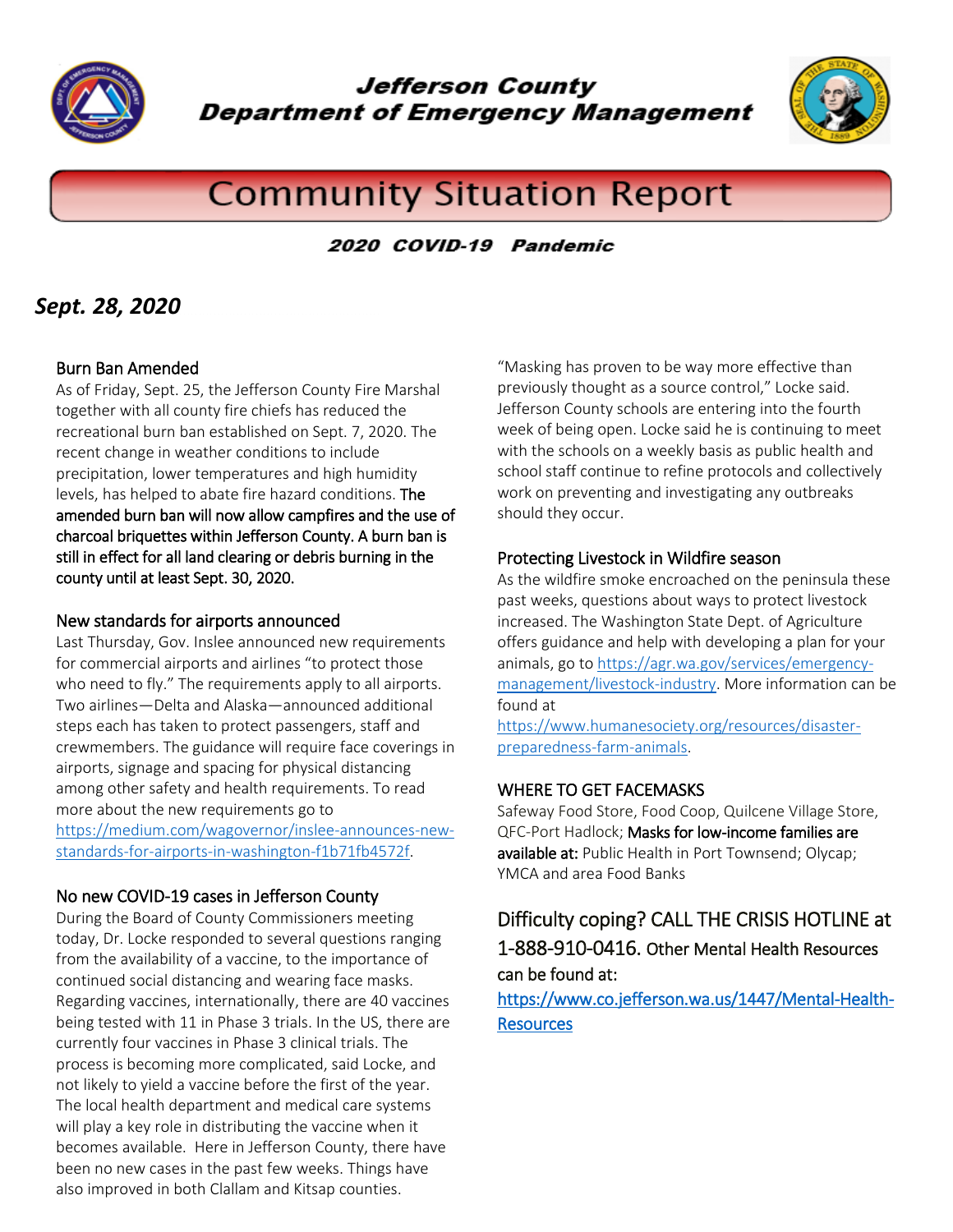# Jefferson County Department of Emergency Management

## Community Situation Report

**2020 COVID-19 Pandemic**

***Sept. 28, 2020***

### Burn Ban Amended

As of Friday, Sept. 25, the Jefferson County Fire Marshal together with all county fire chiefs has reduced the recreational burn ban established on Sept. 7, 2020. The recent change in weather conditions to include precipitation, lower temperatures and high humidity levels, has helped to abate fire hazard conditions. The amended burn ban will now allow campfires and the use of charcoal briquettes within Jefferson County. A burn ban is still in effect for all land clearing or debris burning in the county until at least Sept. 30, 2020.

### New standards for airports announced

Last Thursday, Gov. Inslee announced new requirements for commercial airports and airlines "to protect those who need to fly." The requirements apply to all airports. Two airlines—Delta and Alaska—announced additional steps each has taken to protect passengers, staff and crewmembers. The guidance will require face coverings in airports, signage and spacing for physical distancing among other safety and health requirements. To read more about the new requirements go to https://medium.com/wagovernor/inslee-announces-new-standards-for-airports-in-washington-f1b71fb4572f.

### No new COVID-19 cases in Jefferson County

During the Board of County Commissioners meeting today, Dr. Locke responded to several questions ranging from the availability of a vaccine, to the importance of continued social distancing and wearing face masks. Regarding vaccines, internationally, there are 40 vaccines being tested with 11 in Phase 3 trials. In the US, there are currently four vaccines in Phase 3 clinical trials. The process is becoming more complicated, said Locke, and not likely to yield a vaccine before the first of the year. The local health department and medical care systems will play a key role in distributing the vaccine when it becomes available. Here in Jefferson County, there have been no new cases in the past few weeks. Things have also improved in both Clallam and Kitsap counties.

"Masking has proven to be way more effective than previously thought as a source control," Locke said. Jefferson County schools are entering into the fourth week of being open. Locke said he is continuing to meet with the schools on a weekly basis as public health and school staff continue to refine protocols and collectively work on preventing and investigating any outbreaks should they occur.

### Protecting Livestock in Wildfire season

As the wildfire smoke encroached on the peninsula these past weeks, questions about ways to protect livestock increased. The Washington State Dept. of Agriculture offers guidance and help with developing a plan for your animals, go to https://agr.wa.gov/services/emergency-management/livestock-industry. More information can be found at https://www.humanesociety.org/resources/disaster-preparedness-farm-animals.

### WHERE TO GET FACEMASKS

Safeway Food Store, Food Coop, Quilcene Village Store, QFC-Port Hadlock; Masks for low-income families are available at: Public Health in Port Townsend; Olycap; YMCA and area Food Banks

Difficulty coping? CALL THE CRISIS HOTLINE at 1-888-910-0416. Other Mental Health Resources can be found at: https://www.co.jefferson.wa.us/1447/Mental-Health-Resources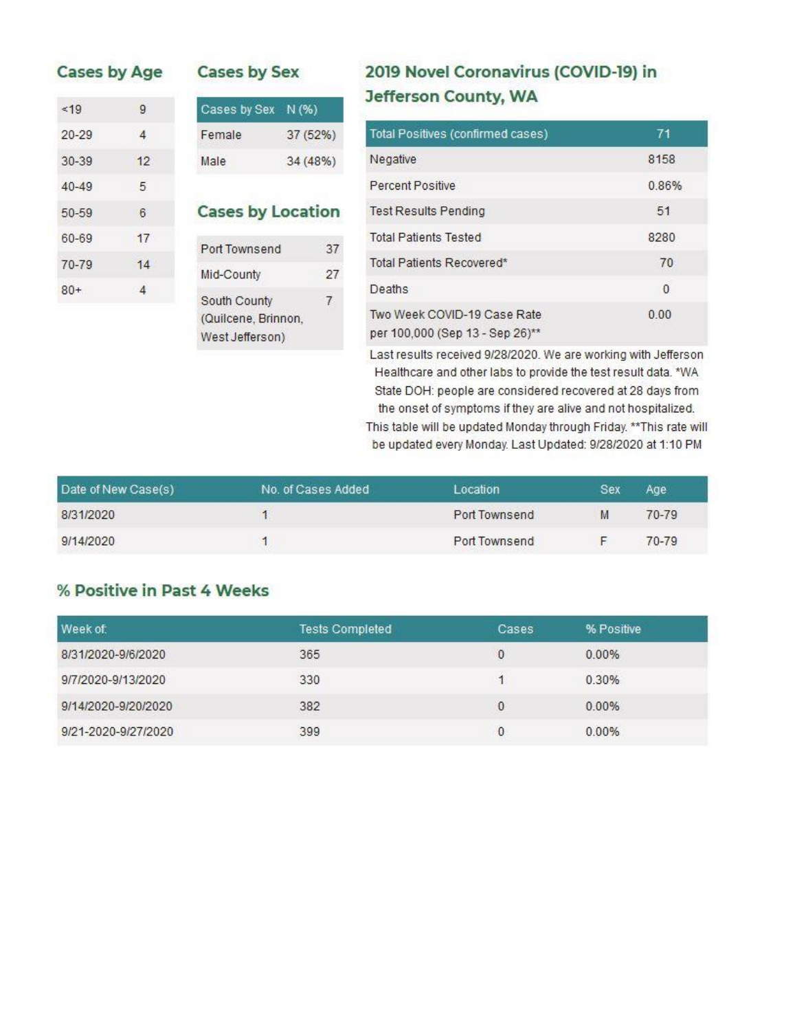## Cases by Age

| | |
|---|---|
| <19 | 9 |
| 20-29 | 4 |
| 30-39 | 12 |
| 40-49 | 5 |
| 50-59 | 6 |
| 60-69 | 17 |
| 70-79 | 14 |
| 80+ | 4 |

## Cases by Sex

| Cases by Sex | N (%) |
|---|---|
| Female | 37 (52%) |
| Male | 34 (48%) |

## Cases by Location

| | |
|---|---|
| Port Townsend | 37 |
| Mid-County | 27 |
| South County (Quilcene, Brinnon, West Jefferson) | 7 |

## 2019 Novel Coronavirus (COVID-19) in Jefferson County, WA

| Total Positives (confirmed cases) | 71 |
|---|---|
| Negative | 8158 |
| Percent Positive | 0.86% |
| Test Results Pending | 51 |
| Total Patients Tested | 8280 |
| Total Patients Recovered* | 70 |
| Deaths | 0 |
| Two Week COVID-19 Case Rate per 100,000 (Sep 13 - Sep 26)** | 0.00 |

Last results received 9/28/2020. We are working with Jefferson Healthcare and other labs to provide the test result data. *WA State DOH: people are considered recovered at 28 days from the onset of symptoms if they are alive and not hospitalized. This table will be updated Monday through Friday. **This rate will be updated every Monday. Last Updated: 9/28/2020 at 1:10 PM

| Date of New Case(s) | No. of Cases Added | Location | Sex | Age |
|---|---|---|---|---|
| 8/31/2020 | 1 | Port Townsend | M | 70-79 |
| 9/14/2020 | 1 | Port Townsend | F | 70-79 |

## % Positive in Past 4 Weeks

| Week of: | Tests Completed | Cases | % Positive |
|---|---|---|---|
| 8/31/2020-9/6/2020 | 365 | 0 | 0.00% |
| 9/7/2020-9/13/2020 | 330 | 1 | 0.30% |
| 9/14/2020-9/20/2020 | 382 | 0 | 0.00% |
| 9/21-2020-9/27/2020 | 399 | 0 | 0.00% |